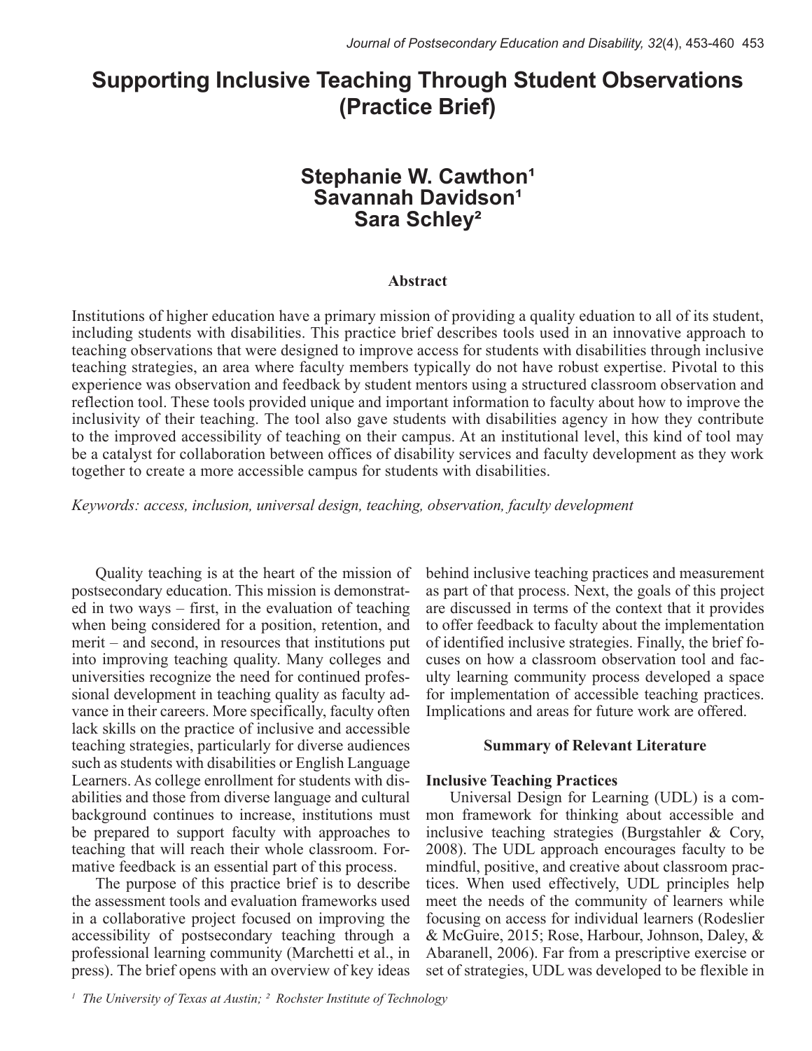# Supporting Inclusive Teaching Through Student Observations (Practice Brief)

**Stephanie W. Cawthon[1]**
**Savannah Davidson[1]**
**Sara Schley[2]**

### Abstract

Institutions of higher education have a primary mission of providing a quality eduation to all of its student, including students with disabilities. This practice brief describes tools used in an innovative approach to teaching observations that were designed to improve access for students with disabilities through inclusive teaching strategies, an area where faculty members typically do not have robust expertise. Pivotal to this experience was observation and feedback by student mentors using a structured classroom observation and reflection tool. These tools provided unique and important information to faculty about how to improve the inclusivity of their teaching. The tool also gave students with disabilities agency in how they contribute to the improved accessibility of teaching on their campus. At an institutional level, this kind of tool may be a catalyst for collaboration between offices of disability services and faculty development as they work together to create a more accessible campus for students with disabilities.

*Keywords: access, inclusion, universal design, teaching, observation, faculty development*

Quality teaching is at the heart of the mission of postsecondary education. This mission is demonstrated in two ways – first, in the evaluation of teaching when being considered for a position, retention, and merit – and second, in resources that institutions put into improving teaching quality. Many colleges and universities recognize the need for continued professional development in teaching quality as faculty advance in their careers. More specifically, faculty often lack skills on the practice of inclusive and accessible teaching strategies, particularly for diverse audiences such as students with disabilities or English Language Learners. As college enrollment for students with disabilities and those from diverse language and cultural background continues to increase, institutions must be prepared to support faculty with approaches to teaching that will reach their whole classroom. Formative feedback is an essential part of this process.

The purpose of this practice brief is to describe the assessment tools and evaluation frameworks used in a collaborative project focused on improving the accessibility of postsecondary teaching through a professional learning community (Marchetti et al., in press). The brief opens with an overview of key ideas behind inclusive teaching practices and measurement as part of that process. Next, the goals of this project are discussed in terms of the context that it provides to offer feedback to faculty about the implementation of identified inclusive strategies. Finally, the brief focuses on how a classroom observation tool and faculty learning community process developed a space for implementation of accessible teaching practices. Implications and areas for future work are offered.

## Summary of Relevant Literature

### Inclusive Teaching Practices

Universal Design for Learning (UDL) is a common framework for thinking about accessible and inclusive teaching strategies (Burgstahler & Cory, 2008). The UDL approach encourages faculty to be mindful, positive, and creative about classroom practices. When used effectively, UDL principles help meet the needs of the community of learners while focusing on access for individual learners (Rodeslier & McGuire, 2015; Rose, Harbour, Johnson, Daley, & Abaranell, 2006). Far from a prescriptive exercise or set of strategies, UDL was developed to be flexible in

[1] The University of Texas at Austin; [2] Rochster Institute of Technology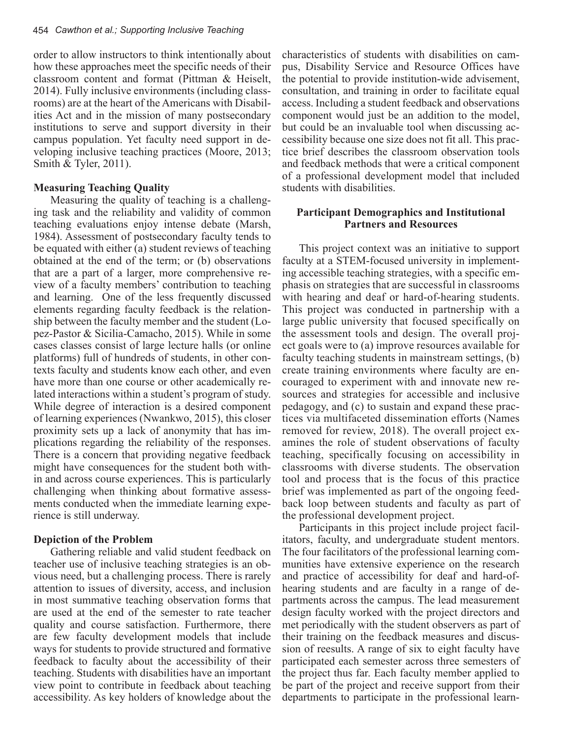order to allow instructors to think intentionally about how these approaches meet the specific needs of their classroom content and format (Pittman & Heiselt, 2014). Fully inclusive environments (including classrooms) are at the heart of the Americans with Disabilities Act and in the mission of many postsecondary institutions to serve and support diversity in their campus population. Yet faculty need support in developing inclusive teaching practices (Moore, 2013; Smith & Tyler, 2011).

**Measuring Teaching Quality**

Measuring the quality of teaching is a challenging task and the reliability and validity of common teaching evaluations enjoy intense debate (Marsh, 1984). Assessment of postsecondary faculty tends to be equated with either (a) student reviews of teaching obtained at the end of the term; or (b) observations that are a part of a larger, more comprehensive review of a faculty members' contribution to teaching and learning. One of the less frequently discussed elements regarding faculty feedback is the relationship between the faculty member and the student (Lopez-Pastor & Sicilia-Camacho, 2015). While in some cases classes consist of large lecture halls (or online platforms) full of hundreds of students, in other contexts faculty and students know each other, and even have more than one course or other academically related interactions within a student's program of study. While degree of interaction is a desired component of learning experiences (Nwankwo, 2015), this closer proximity sets up a lack of anonymity that has implications regarding the reliability of the responses. There is a concern that providing negative feedback might have consequences for the student both within and across course experiences. This is particularly challenging when thinking about formative assessments conducted when the immediate learning experience is still underway.

**Depiction of the Problem**

Gathering reliable and valid student feedback on teacher use of inclusive teaching strategies is an obvious need, but a challenging process. There is rarely attention to issues of diversity, access, and inclusion in most summative teaching observation forms that are used at the end of the semester to rate teacher quality and course satisfaction. Furthermore, there are few faculty development models that include ways for students to provide structured and formative feedback to faculty about the accessibility of their teaching. Students with disabilities have an important view point to contribute in feedback about teaching accessibility. As key holders of knowledge about the characteristics of students with disabilities on campus, Disability Service and Resource Offices have the potential to provide institution-wide advisement, consultation, and training in order to facilitate equal access. Including a student feedback and observations component would just be an addition to the model, but could be an invaluable tool when discussing accessibility because one size does not fit all. This practice brief describes the classroom observation tools and feedback methods that were a critical component of a professional development model that included students with disabilities.

## Participant Demographics and Institutional Partners and Resources

This project context was an initiative to support faculty at a STEM-focused university in implementing accessible teaching strategies, with a specific emphasis on strategies that are successful in classrooms with hearing and deaf or hard-of-hearing students. This project was conducted in partnership with a large public university that focused specifically on the assessment tools and design. The overall project goals were to (a) improve resources available for faculty teaching students in mainstream settings, (b) create training environments where faculty are encouraged to experiment with and innovate new resources and strategies for accessible and inclusive pedagogy, and (c) to sustain and expand these practices via multifaceted dissemination efforts (Names removed for review, 2018). The overall project examines the role of student observations of faculty teaching, specifically focusing on accessibility in classrooms with diverse students. The observation tool and process that is the focus of this practice brief was implemented as part of the ongoing feedback loop between students and faculty as part of the professional development project.

Participants in this project include project facilitators, faculty, and undergraduate student mentors. The four facilitators of the professional learning communities have extensive experience on the research and practice of accessibility for deaf and hard-of-hearing students and are faculty in a range of departments across the campus. The lead measurement design faculty worked with the project directors and met periodically with the student observers as part of their training on the feedback measures and discussion of reesults. A range of six to eight faculty have participated each semester across three semesters of the project thus far. Each faculty member applied to be part of the project and receive support from their departments to participate in the professional learn-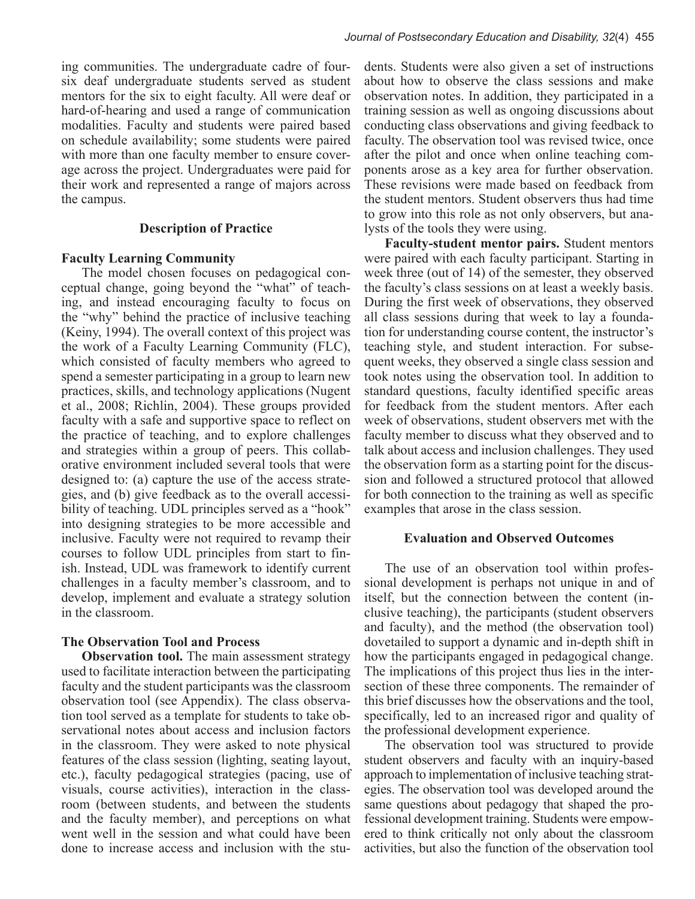ing communities. The undergraduate cadre of four-six deaf undergraduate students served as student mentors for the six to eight faculty. All were deaf or hard-of-hearing and used a range of communication modalities. Faculty and students were paired based on schedule availability; some students were paired with more than one faculty member to ensure coverage across the project. Undergraduates were paid for their work and represented a range of majors across the campus.

## Description of Practice

### Faculty Learning Community

The model chosen focuses on pedagogical conceptual change, going beyond the "what" of teaching, and instead encouraging faculty to focus on the "why" behind the practice of inclusive teaching (Keiny, 1994). The overall context of this project was the work of a Faculty Learning Community (FLC), which consisted of faculty members who agreed to spend a semester participating in a group to learn new practices, skills, and technology applications (Nugent et al., 2008; Richlin, 2004). These groups provided faculty with a safe and supportive space to reflect on the practice of teaching, and to explore challenges and strategies within a group of peers. This collaborative environment included several tools that were designed to: (a) capture the use of the access strategies, and (b) give feedback as to the overall accessibility of teaching. UDL principles served as a "hook" into designing strategies to be more accessible and inclusive. Faculty were not required to revamp their courses to follow UDL principles from start to finish. Instead, UDL was framework to identify current challenges in a faculty member's classroom, and to develop, implement and evaluate a strategy solution in the classroom.

### The Observation Tool and Process

**Observation tool.** The main assessment strategy used to facilitate interaction between the participating faculty and the student participants was the classroom observation tool (see Appendix). The class observation tool served as a template for students to take observational notes about access and inclusion factors in the classroom. They were asked to note physical features of the class session (lighting, seating layout, etc.), faculty pedagogical strategies (pacing, use of visuals, course activities), interaction in the classroom (between students, and between the students and the faculty member), and perceptions on what went well in the session and what could have been done to increase access and inclusion with the students. Students were also given a set of instructions about how to observe the class sessions and make observation notes. In addition, they participated in a training session as well as ongoing discussions about conducting class observations and giving feedback to faculty. The observation tool was revised twice, once after the pilot and once when online teaching components arose as a key area for further observation. These revisions were made based on feedback from the student mentors. Student observers thus had time to grow into this role as not only observers, but analysts of the tools they were using.

**Faculty-student mentor pairs.** Student mentors were paired with each faculty participant. Starting in week three (out of 14) of the semester, they observed the faculty's class sessions on at least a weekly basis. During the first week of observations, they observed all class sessions during that week to lay a foundation for understanding course content, the instructor's teaching style, and student interaction. For subsequent weeks, they observed a single class session and took notes using the observation tool. In addition to standard questions, faculty identified specific areas for feedback from the student mentors. After each week of observations, student observers met with the faculty member to discuss what they observed and to talk about access and inclusion challenges. They used the observation form as a starting point for the discussion and followed a structured protocol that allowed for both connection to the training as well as specific examples that arose in the class session.

## Evaluation and Observed Outcomes

The use of an observation tool within professional development is perhaps not unique in and of itself, but the connection between the content (inclusive teaching), the participants (student observers and faculty), and the method (the observation tool) dovetailed to support a dynamic and in-depth shift in how the participants engaged in pedagogical change. The implications of this project thus lies in the intersection of these three components. The remainder of this brief discusses how the observations and the tool, specifically, led to an increased rigor and quality of the professional development experience.

The observation tool was structured to provide student observers and faculty with an inquiry-based approach to implementation of inclusive teaching strategies. The observation tool was developed around the same questions about pedagogy that shaped the professional development training. Students were empowered to think critically not only about the classroom activities, but also the function of the observation tool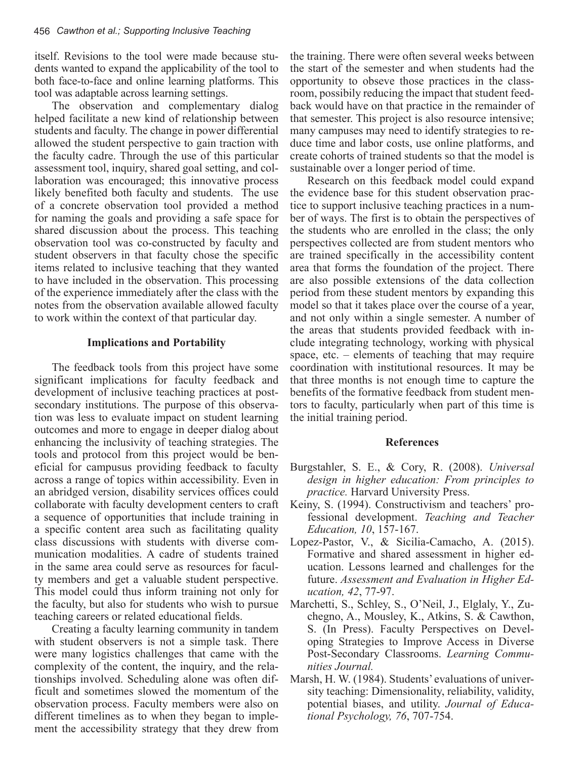itself. Revisions to the tool were made because students wanted to expand the applicability of the tool to both face-to-face and online learning platforms. This tool was adaptable across learning settings.

The observation and complementary dialog helped facilitate a new kind of relationship between students and faculty. The change in power differential allowed the student perspective to gain traction with the faculty cadre. Through the use of this particular assessment tool, inquiry, shared goal setting, and collaboration was encouraged; this innovative process likely benefited both faculty and students. The use of a concrete observation tool provided a method for naming the goals and providing a safe space for shared discussion about the process. This teaching observation tool was co-constructed by faculty and student observers in that faculty chose the specific items related to inclusive teaching that they wanted to have included in the observation. This processing of the experience immediately after the class with the notes from the observation available allowed faculty to work within the context of that particular day.

## Implications and Portability

The feedback tools from this project have some significant implications for faculty feedback and development of inclusive teaching practices at post-secondary institutions. The purpose of this observation was less to evaluate impact on student learning outcomes and more to engage in deeper dialog about enhancing the inclusivity of teaching strategies. The tools and protocol from this project would be beneficial for campusus providing feedback to faculty across a range of topics within accessibility. Even in an abridged version, disability services offices could collaborate with faculty development centers to craft a sequence of opportunities that include training in a specific content area such as facilitating quality class discussions with students with diverse communication modalities. A cadre of students trained in the same area could serve as resources for faculty members and get a valuable student perspective. This model could thus inform training not only for the faculty, but also for students who wish to pursue teaching careers or related educational fields.

Creating a faculty learning community in tandem with student observers is not a simple task. There were many logistics challenges that came with the complexity of the content, the inquiry, and the relationships involved. Scheduling alone was often difficult and sometimes slowed the momentum of the observation process. Faculty members were also on different timelines as to when they began to implement the accessibility strategy that they drew from the training. There were often several weeks between the start of the semester and when students had the opportunity to obseve those practices in the classroom, possibily reducing the impact that student feedback would have on that practice in the remainder of that semester. This project is also resource intensive; many campuses may need to identify strategies to reduce time and labor costs, use online platforms, and create cohorts of trained students so that the model is sustainable over a longer period of time.

Research on this feedback model could expand the evidence base for this student observation practice to support inclusive teaching practices in a number of ways. The first is to obtain the perspectives of the students who are enrolled in the class; the only perspectives collected are from student mentors who are trained specifically in the accessibility content area that forms the foundation of the project. There are also possible extensions of the data collection period from these student mentors by expanding this model so that it takes place over the course of a year, and not only within a single semester. A number of the areas that students provided feedback with include integrating technology, working with physical space, etc. – elements of teaching that may require coordination with institutional resources. It may be that three months is not enough time to capture the benefits of the formative feedback from student mentors to faculty, particularly when part of this time is the initial training period.

## References

Burgstahler, S. E., & Cory, R. (2008). *Universal design in higher education: From principles to practice.* Harvard University Press.

Keiny, S. (1994). Constructivism and teachers' professional development. *Teaching and Teacher Education, 10*, 157-167.

Lopez-Pastor, V., & Sicilia-Camacho, A. (2015). Formative and shared assessment in higher education. Lessons learned and challenges for the future. *Assessment and Evaluation in Higher Education, 42*, 77-97.

Marchetti, S., Schley, S., O'Neil, J., Elglaly, Y., Zuchegno, A., Mousley, K., Atkins, S. & Cawthon, S. (In Press). Faculty Perspectives on Developing Strategies to Improve Access in Diverse Post-Secondary Classrooms. *Learning Communities Journal.*

Marsh, H. W. (1984). Students' evaluations of university teaching: Dimensionality, reliability, validity, potential biases, and utility. *Journal of Educational Psychology, 76*, 707-754.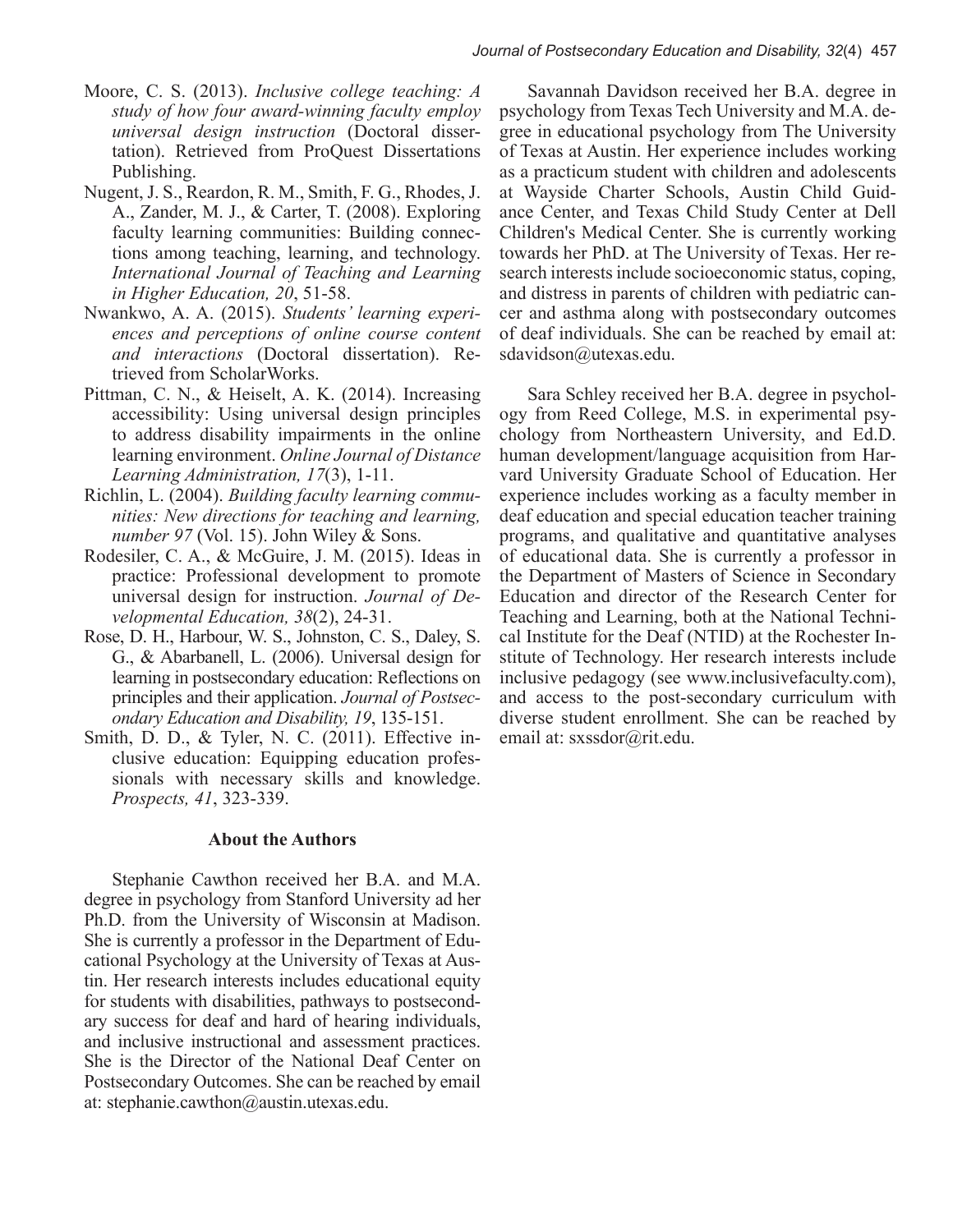Moore, C. S. (2013). *Inclusive college teaching: A study of how four award-winning faculty employ universal design instruction* (Doctoral dissertation). Retrieved from ProQuest Dissertations Publishing.

Nugent, J. S., Reardon, R. M., Smith, F. G., Rhodes, J. A., Zander, M. J., & Carter, T. (2008). Exploring faculty learning communities: Building connections among teaching, learning, and technology. *International Journal of Teaching and Learning in Higher Education, 20*, 51-58.

Nwankwo, A. A. (2015). *Students' learning experiences and perceptions of online course content and interactions* (Doctoral dissertation). Retrieved from ScholarWorks.

Pittman, C. N., & Heiselt, A. K. (2014). Increasing accessibility: Using universal design principles to address disability impairments in the online learning environment. *Online Journal of Distance Learning Administration, 17*(3), 1-11.

Richlin, L. (2004). *Building faculty learning communities: New directions for teaching and learning, number 97* (Vol. 15). John Wiley & Sons.

Rodesiler, C. A., & McGuire, J. M. (2015). Ideas in practice: Professional development to promote universal design for instruction. *Journal of Developmental Education, 38*(2), 24-31.

Rose, D. H., Harbour, W. S., Johnston, C. S., Daley, S. G., & Abarbanell, L. (2006). Universal design for learning in postsecondary education: Reflections on principles and their application. *Journal of Postsecondary Education and Disability, 19*, 135-151.

Smith, D. D., & Tyler, N. C. (2011). Effective inclusive education: Equipping education professionals with necessary skills and knowledge. *Prospects, 41*, 323-339.

## About the Authors

Stephanie Cawthon received her B.A. and M.A. degree in psychology from Stanford University ad her Ph.D. from the University of Wisconsin at Madison. She is currently a professor in the Department of Educational Psychology at the University of Texas at Austin. Her research interests includes educational equity for students with disabilities, pathways to postsecondary success for deaf and hard of hearing individuals, and inclusive instructional and assessment practices. She is the Director of the National Deaf Center on Postsecondary Outcomes. She can be reached by email at: stephanie.cawthon@austin.utexas.edu.

Savannah Davidson received her B.A. degree in psychology from Texas Tech University and M.A. degree in educational psychology from The University of Texas at Austin. Her experience includes working as a practicum student with children and adolescents at Wayside Charter Schools, Austin Child Guidance Center, and Texas Child Study Center at Dell Children's Medical Center. She is currently working towards her PhD. at The University of Texas. Her research interests include socioeconomic status, coping, and distress in parents of children with pediatric cancer and asthma along with postsecondary outcomes of deaf individuals. She can be reached by email at: sdavidson@utexas.edu.

Sara Schley received her B.A. degree in psychology from Reed College, M.S. in experimental psychology from Northeastern University, and Ed.D. human development/language acquisition from Harvard University Graduate School of Education. Her experience includes working as a faculty member in deaf education and special education teacher training programs, and qualitative and quantitative analyses of educational data. She is currently a professor in the Department of Masters of Science in Secondary Education and director of the Research Center for Teaching and Learning, both at the National Technical Institute for the Deaf (NTID) at the Rochester Institute of Technology. Her research interests include inclusive pedagogy (see www.inclusivefaculty.com), and access to the post-secondary curriculum with diverse student enrollment. She can be reached by email at: sxssdor@rit.edu.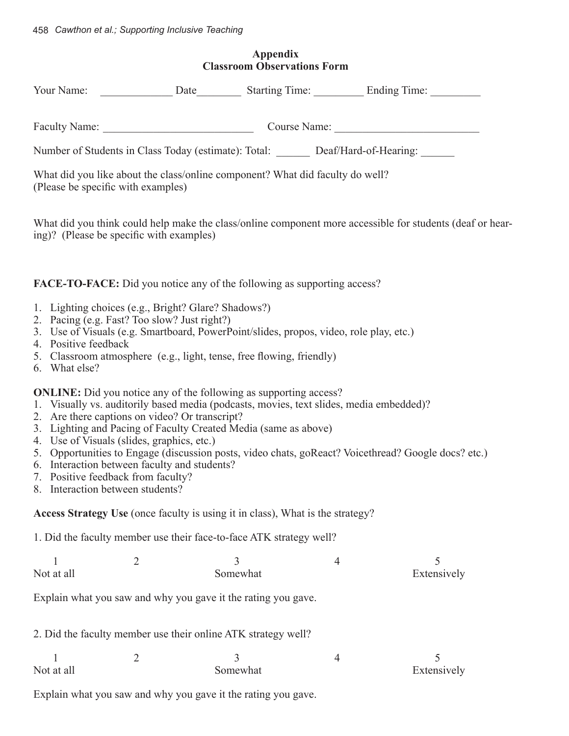## Appendix
## Classroom Observations Form

Your Name: _____________ Date________ Starting Time: _________ Ending Time: _________

Faculty Name: ___________________________ Course Name: __________________________

Number of Students in Class Today (estimate): Total: ______ Deaf/Hard-of-Hearing: ______

What did you like about the class/online component? What did faculty do well?
(Please be specific with examples)

What did you think could help make the class/online component more accessible for students (deaf or hearing)? (Please be specific with examples)

**FACE-TO-FACE:** Did you notice any of the following as supporting access?

1. Lighting choices (e.g., Bright? Glare? Shadows?)
2. Pacing (e.g. Fast? Too slow? Just right?)
3. Use of Visuals (e.g. Smartboard, PowerPoint/slides, propos, video, role play, etc.)
4. Positive feedback
5. Classroom atmosphere (e.g., light, tense, free flowing, friendly)
6. What else?

**ONLINE:** Did you notice any of the following as supporting access?

1. Visually vs. auditorily based media (podcasts, movies, text slides, media embedded)?
2. Are there captions on video? Or transcript?
3. Lighting and Pacing of Faculty Created Media (same as above)
4. Use of Visuals (slides, graphics, etc.)
5. Opportunities to Engage (discussion posts, video chats, goReact? Voicethread? Google docs? etc.)
6. Interaction between faculty and students?
7. Positive feedback from faculty?
8. Interaction between students?

**Access Strategy Use** (once faculty is using it in class), What is the strategy?

1. Did the faculty member use their face-to-face ATK strategy well?

| 1 | 2 | 3 | 4 | 5 |
|---|---|---|---|---|
| Not at all | | Somewhat | | Extensively |

Explain what you saw and why you gave it the rating you gave.

2. Did the faculty member use their online ATK strategy well?

| 1 | 2 | 3 | 4 | 5 |
|---|---|---|---|---|
| Not at all | | Somewhat | | Extensively |

Explain what you saw and why you gave it the rating you gave.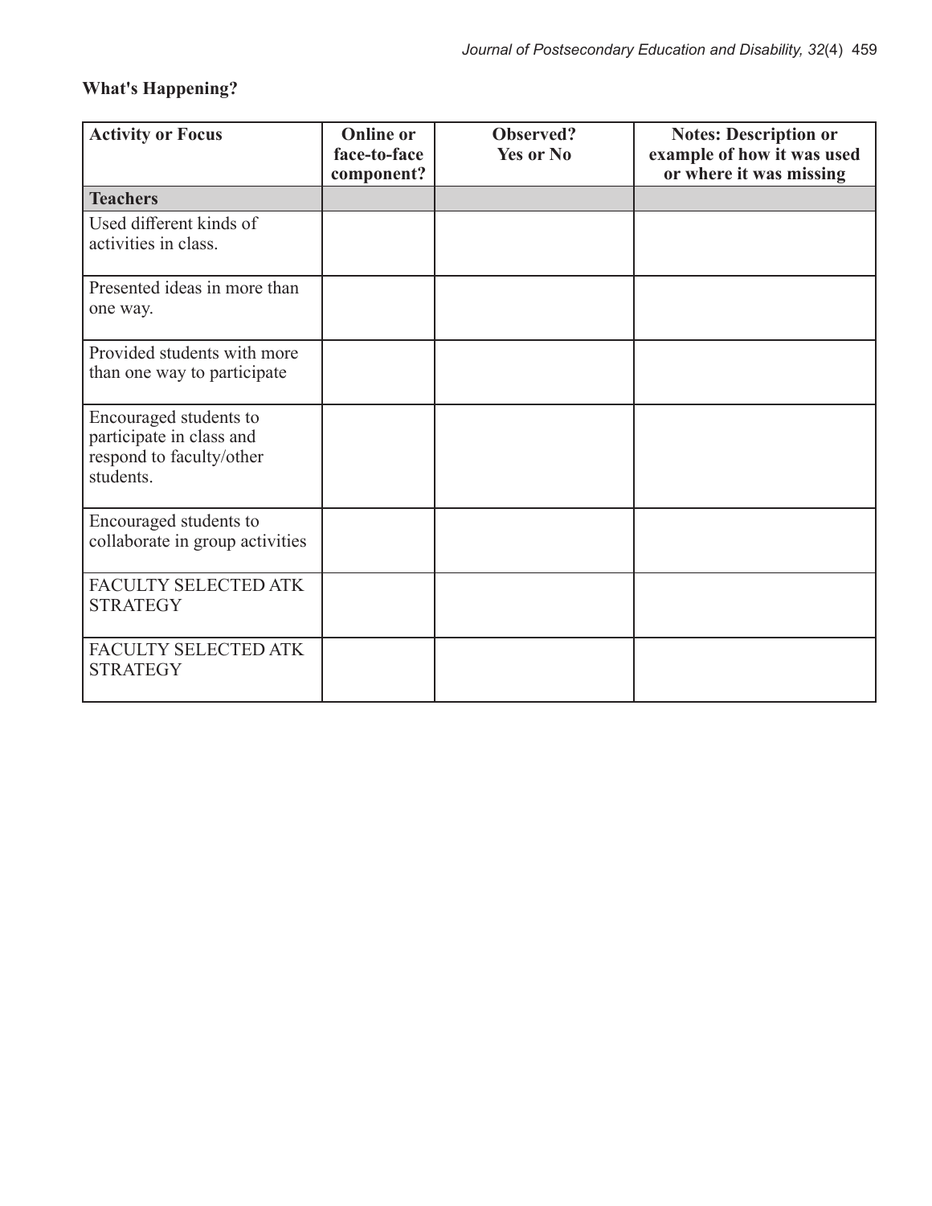**What's Happening?**

| Activity or Focus | Online or face-to-face component? | Observed? Yes or No | Notes: Description or example of how it was used or where it was missing |
|---|---|---|---|
| **Teachers** | | | |
| Used different kinds of activities in class. | | | |
| Presented ideas in more than one way. | | | |
| Provided students with more than one way to participate | | | |
| Encouraged students to participate in class and respond to faculty/other students. | | | |
| Encouraged students to collaborate in group activities | | | |
| FACULTY SELECTED ATK STRATEGY | | | |
| FACULTY SELECTED ATK STRATEGY | | | |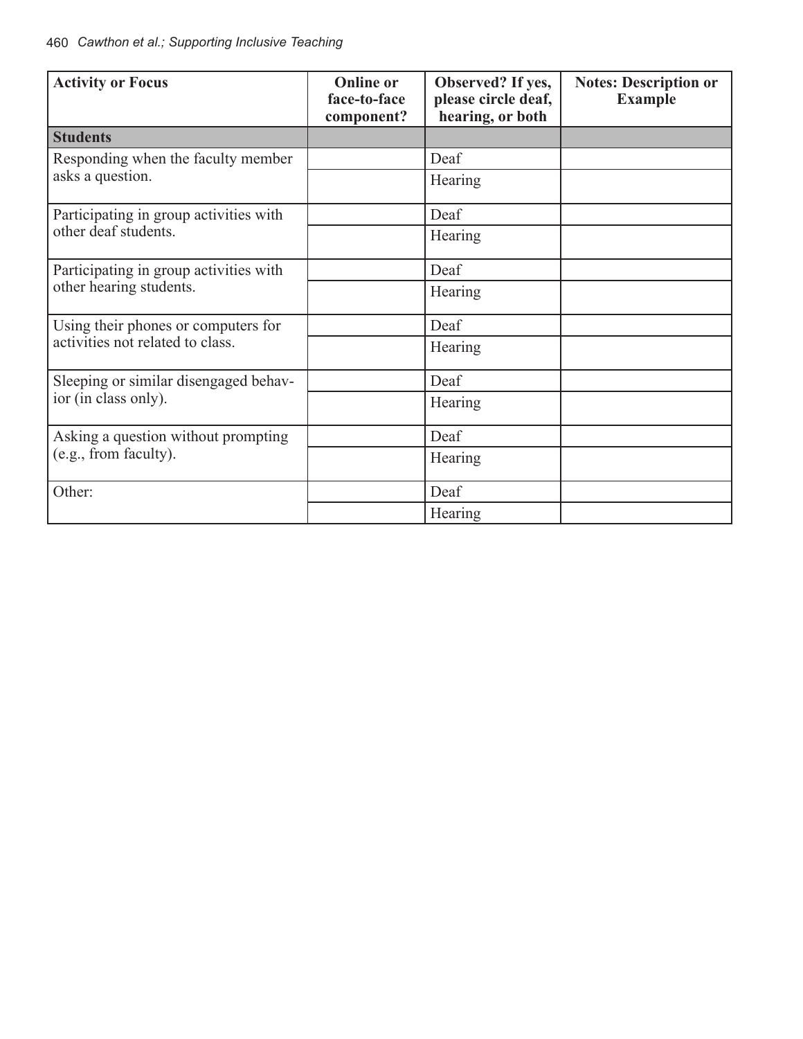| Activity or Focus | Online or face-to-face component? | Observed? If yes, please circle deaf, hearing, or both | Notes: Description or Example |
|---|---|---|---|
| **Students** | | | |
| Responding when the faculty member asks a question. | | Deaf | |
| | | Hearing | |
| Participating in group activities with other deaf students. | | Deaf | |
| | | Hearing | |
| Participating in group activities with other hearing students. | | Deaf | |
| | | Hearing | |
| Using their phones or computers for activities not related to class. | | Deaf | |
| | | Hearing | |
| Sleeping or similar disengaged behavior (in class only). | | Deaf | |
| | | Hearing | |
| Asking a question without prompting (e.g., from faculty). | | Deaf | |
| | | Hearing | |
| Other: | | Deaf | |
| | | Hearing | |